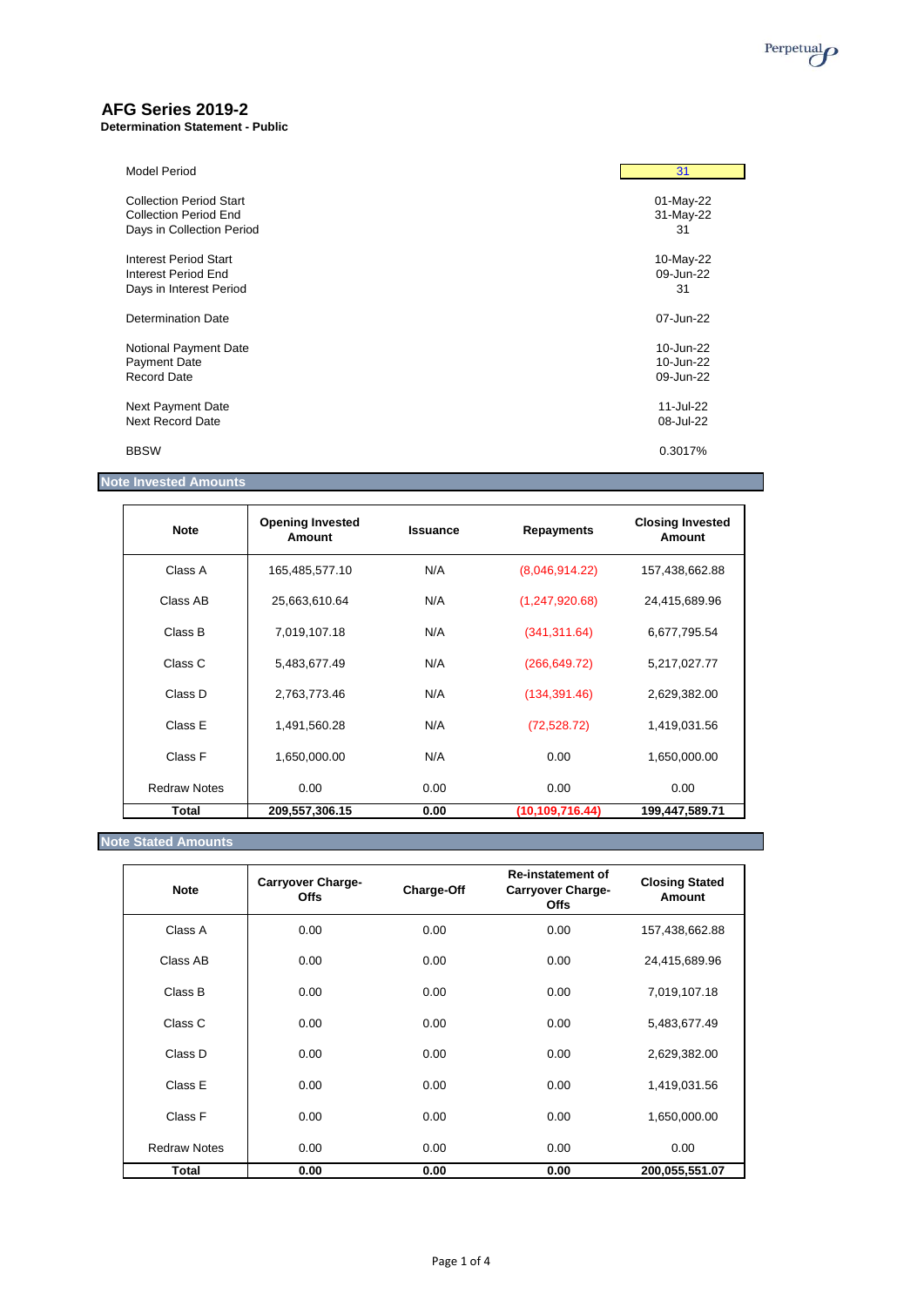# AFG Series 2019-2

**Determination Statement - Public**

| | |
|---|---|
| Model Period | 31 |
| | |
| Collection Period Start | 01-May-22 |
| Collection Period End | 31-May-22 |
| Days in Collection Period | 31 |
| | |
| Interest Period Start | 10-May-22 |
| Interest Period End | 09-Jun-22 |
| Days in Interest Period | 31 |
| | |
| Determination Date | 07-Jun-22 |
| | |
| Notional Payment Date | 10-Jun-22 |
| Payment Date | 10-Jun-22 |
| Record Date | 09-Jun-22 |
| | |
| Next Payment Date | 11-Jul-22 |
| Next Record Date | 08-Jul-22 |
| | |
| BBSW | 0.3017% |

## Note Invested Amounts

| Note | Opening Invested Amount | Issuance | Repayments | Closing Invested Amount |
|---|---|---|---|---|
| Class A | 165,485,577.10 | N/A | (8,046,914.22) | 157,438,662.88 |
| Class AB | 25,663,610.64 | N/A | (1,247,920.68) | 24,415,689.96 |
| Class B | 7,019,107.18 | N/A | (341,311.64) | 6,677,795.54 |
| Class C | 5,483,677.49 | N/A | (266,649.72) | 5,217,027.77 |
| Class D | 2,763,773.46 | N/A | (134,391.46) | 2,629,382.00 |
| Class E | 1,491,560.28 | N/A | (72,528.72) | 1,419,031.56 |
| Class F | 1,650,000.00 | N/A | 0.00 | 1,650,000.00 |
| Redraw Notes | 0.00 | 0.00 | 0.00 | 0.00 |
| **Total** | **209,557,306.15** | **0.00** | **(10,109,716.44)** | **199,447,589.71** |

## Note Stated Amounts

| Note | Carryover Charge-Offs | Charge-Off | Re-instatement of Carryover Charge-Offs | Closing Stated Amount |
|---|---|---|---|---|
| Class A | 0.00 | 0.00 | 0.00 | 157,438,662.88 |
| Class AB | 0.00 | 0.00 | 0.00 | 24,415,689.96 |
| Class B | 0.00 | 0.00 | 0.00 | 7,019,107.18 |
| Class C | 0.00 | 0.00 | 0.00 | 5,483,677.49 |
| Class D | 0.00 | 0.00 | 0.00 | 2,629,382.00 |
| Class E | 0.00 | 0.00 | 0.00 | 1,419,031.56 |
| Class F | 0.00 | 0.00 | 0.00 | 1,650,000.00 |
| Redraw Notes | 0.00 | 0.00 | 0.00 | 0.00 |
| **Total** | **0.00** | **0.00** | **0.00** | **200,055,551.07** |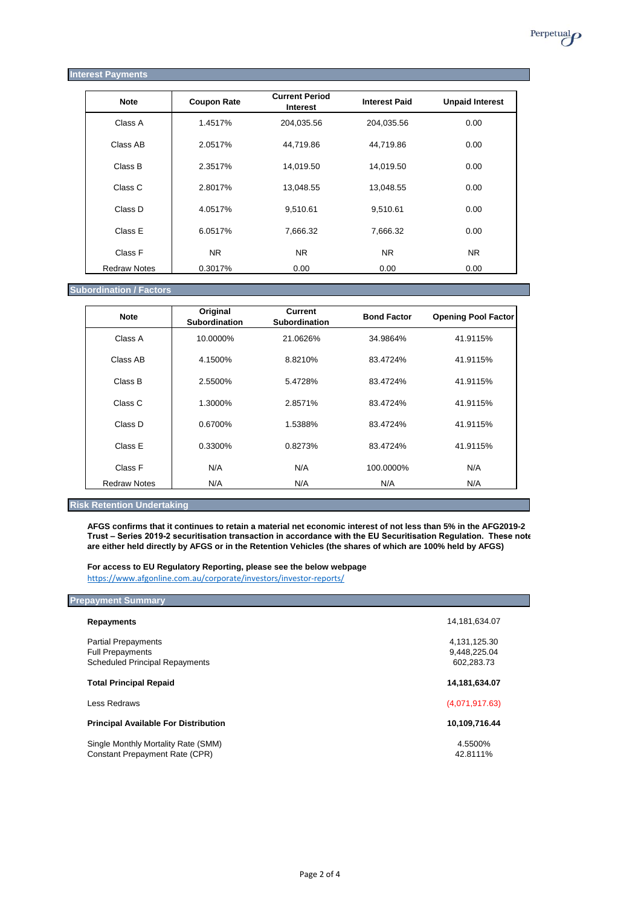## Interest Payments

| Note | Coupon Rate | Current Period Interest | Interest Paid | Unpaid Interest |
|---|---|---|---|---|
| Class A | 1.4517% | 204,035.56 | 204,035.56 | 0.00 |
| Class AB | 2.0517% | 44,719.86 | 44,719.86 | 0.00 |
| Class B | 2.3517% | 14,019.50 | 14,019.50 | 0.00 |
| Class C | 2.8017% | 13,048.55 | 13,048.55 | 0.00 |
| Class D | 4.0517% | 9,510.61 | 9,510.61 | 0.00 |
| Class E | 6.0517% | 7,666.32 | 7,666.32 | 0.00 |
| Class F | NR | NR | NR | NR |
| Redraw Notes | 0.3017% | 0.00 | 0.00 | 0.00 |

## Subordination / Factors

| Note | Original Subordination | Current Subordination | Bond Factor | Opening Pool Factor |
|---|---|---|---|---|
| Class A | 10.0000% | 21.0626% | 34.9864% | 41.9115% |
| Class AB | 4.1500% | 8.8210% | 83.4724% | 41.9115% |
| Class B | 2.5500% | 5.4728% | 83.4724% | 41.9115% |
| Class C | 1.3000% | 2.8571% | 83.4724% | 41.9115% |
| Class D | 0.6700% | 1.5388% | 83.4724% | 41.9115% |
| Class E | 0.3300% | 0.8273% | 83.4724% | 41.9115% |
| Class F | N/A | N/A | 100.0000% | N/A |
| Redraw Notes | N/A | N/A | N/A | N/A |

## Risk Retention Undertaking

**AFGS confirms that it continues to retain a material net economic interest of not less than 5% in the AFG2019-2 Trust – Series 2019-2 securitisation transaction in accordance with the EU Securitisation Regulation. These notes are either held directly by AFGS or in the Retention Vehicles (the shares of which are 100% held by AFGS)**

**For access to EU Regulatory Reporting, please see the below webpage**
https://www.afgonline.com.au/corporate/investors/investor-reports/

## Prepayment Summary

| | |
|---|---|
| **Repayments** | 14,181,634.07 |
| Partial Prepayments | 4,131,125.30 |
| Full Prepayments | 9,448,225.04 |
| Scheduled Principal Repayments | 602,283.73 |
| **Total Principal Repaid** | **14,181,634.07** |
| Less Redraws | (4,071,917.63) |
| **Principal Available For Distribution** | **10,109,716.44** |
| Single Monthly Mortality Rate (SMM) | 4.5500% |
| Constant Prepayment Rate (CPR) | 42.8111% |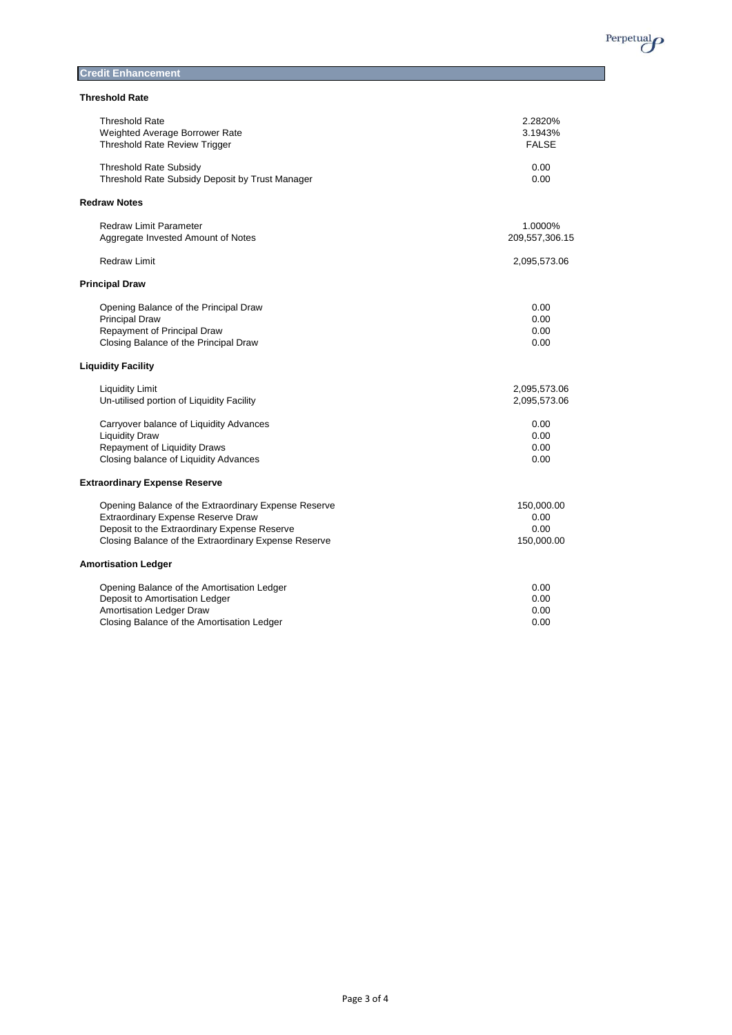## Credit Enhancement

### Threshold Rate

| | |
|---|---|
| Threshold Rate | 2.2820% |
| Weighted Average Borrower Rate | 3.1943% |
| Threshold Rate Review Trigger | FALSE |
| Threshold Rate Subsidy | 0.00 |
| Threshold Rate Subsidy Deposit by Trust Manager | 0.00 |

### Redraw Notes

| | |
|---|---|
| Redraw Limit Parameter | 1.0000% |
| Aggregate Invested Amount of Notes | 209,557,306.15 |
| Redraw Limit | 2,095,573.06 |

### Principal Draw

| | |
|---|---|
| Opening Balance of the Principal Draw | 0.00 |
| Principal Draw | 0.00 |
| Repayment of Principal Draw | 0.00 |
| Closing Balance of the Principal Draw | 0.00 |

### Liquidity Facility

| | |
|---|---|
| Liquidity Limit | 2,095,573.06 |
| Un-utilised portion of Liquidity Facility | 2,095,573.06 |
| Carryover balance of Liquidity Advances | 0.00 |
| Liquidity Draw | 0.00 |
| Repayment of Liquidity Draws | 0.00 |
| Closing balance of Liquidity Advances | 0.00 |

### Extraordinary Expense Reserve

| | |
|---|---|
| Opening Balance of the Extraordinary Expense Reserve | 150,000.00 |
| Extraordinary Expense Reserve Draw | 0.00 |
| Deposit to the Extraordinary Expense Reserve | 0.00 |
| Closing Balance of the Extraordinary Expense Reserve | 150,000.00 |

### Amortisation Ledger

| | |
|---|---|
| Opening Balance of the Amortisation Ledger | 0.00 |
| Deposit to Amortisation Ledger | 0.00 |
| Amortisation Ledger Draw | 0.00 |
| Closing Balance of the Amortisation Ledger | 0.00 |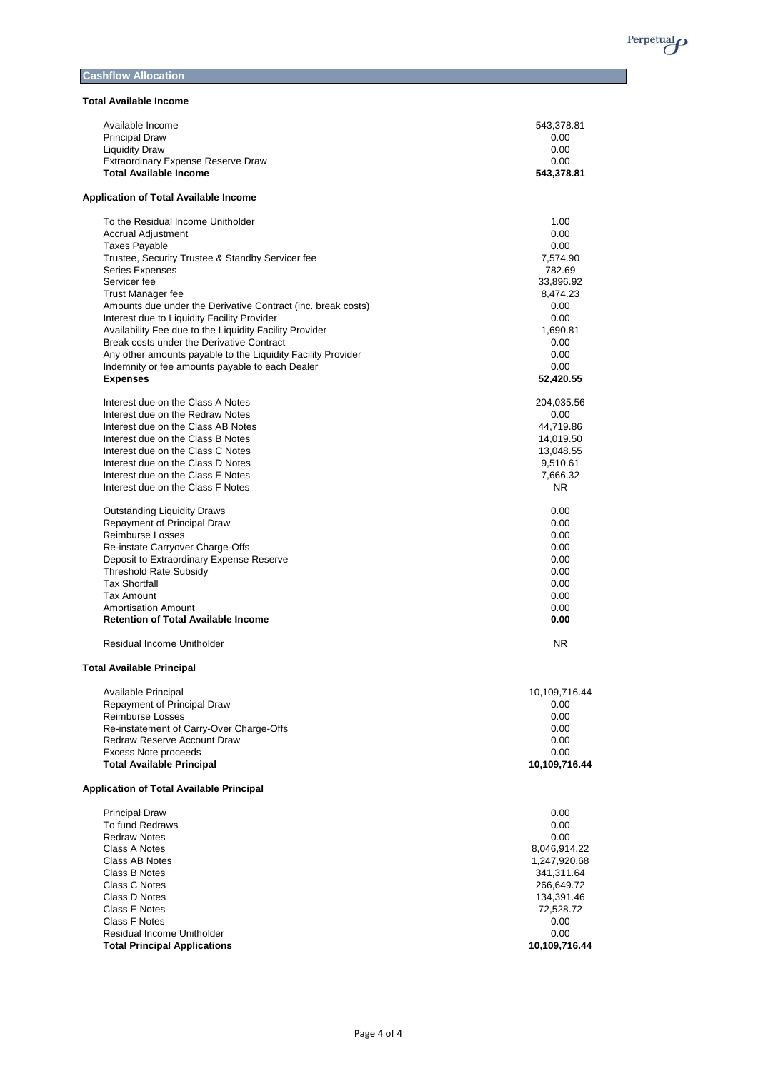## Cashflow Allocation

### Total Available Income

| | |
|---|---|
| Available Income | 543,378.81 |
| Principal Draw | 0.00 |
| Liquidity Draw | 0.00 |
| Extraordinary Expense Reserve Draw | 0.00 |
| **Total Available Income** | **543,378.81** |

### Application of Total Available Income

| | |
|---|---|
| To the Residual Income Unitholder | 1.00 |
| Accrual Adjustment | 0.00 |
| Taxes Payable | 0.00 |
| Trustee, Security Trustee & Standby Servicer fee | 7,574.90 |
| Series Expenses | 782.69 |
| Servicer fee | 33,896.92 |
| Trust Manager fee | 8,474.23 |
| Amounts due under the Derivative Contract (inc. break costs) | 0.00 |
| Interest due to Liquidity Facility Provider | 0.00 |
| Availability Fee due to the Liquidity Facility Provider | 1,690.81 |
| Break costs under the Derivative Contract | 0.00 |
| Any other amounts payable to the Liquidity Facility Provider | 0.00 |
| Indemnity or fee amounts payable to each Dealer | 0.00 |
| **Expenses** | **52,420.55** |
| | |
| Interest due on the Class A Notes | 204,035.56 |
| Interest due on the Redraw Notes | 0.00 |
| Interest due on the Class AB Notes | 44,719.86 |
| Interest due on the Class B Notes | 14,019.50 |
| Interest due on the Class C Notes | 13,048.55 |
| Interest due on the Class D Notes | 9,510.61 |
| Interest due on the Class E Notes | 7,666.32 |
| Interest due on the Class F Notes | NR |
| | |
| Outstanding Liquidity Draws | 0.00 |
| Repayment of Principal Draw | 0.00 |
| Reimburse Losses | 0.00 |
| Re-instate Carryover Charge-Offs | 0.00 |
| Deposit to Extraordinary Expense Reserve | 0.00 |
| Threshold Rate Subsidy | 0.00 |
| Tax Shortfall | 0.00 |
| Tax Amount | 0.00 |
| Amortisation Amount | 0.00 |
| **Retention of Total Available Income** | **0.00** |
| | |
| Residual Income Unitholder | NR |

### Total Available Principal

| | |
|---|---|
| Available Principal | 10,109,716.44 |
| Repayment of Principal Draw | 0.00 |
| Reimburse Losses | 0.00 |
| Re-instatement of Carry-Over Charge-Offs | 0.00 |
| Redraw Reserve Account Draw | 0.00 |
| Excess Note proceeds | 0.00 |
| **Total Available Principal** | **10,109,716.44** |

### Application of Total Available Principal

| | |
|---|---|
| Principal Draw | 0.00 |
| To fund Redraws | 0.00 |
| Redraw Notes | 0.00 |
| Class A Notes | 8,046,914.22 |
| Class AB Notes | 1,247,920.68 |
| Class B Notes | 341,311.64 |
| Class C Notes | 266,649.72 |
| Class D Notes | 134,391.46 |
| Class E Notes | 72,528.72 |
| Class F Notes | 0.00 |
| Residual Income Unitholder | 0.00 |
| **Total Principal Applications** | **10,109,716.44** |